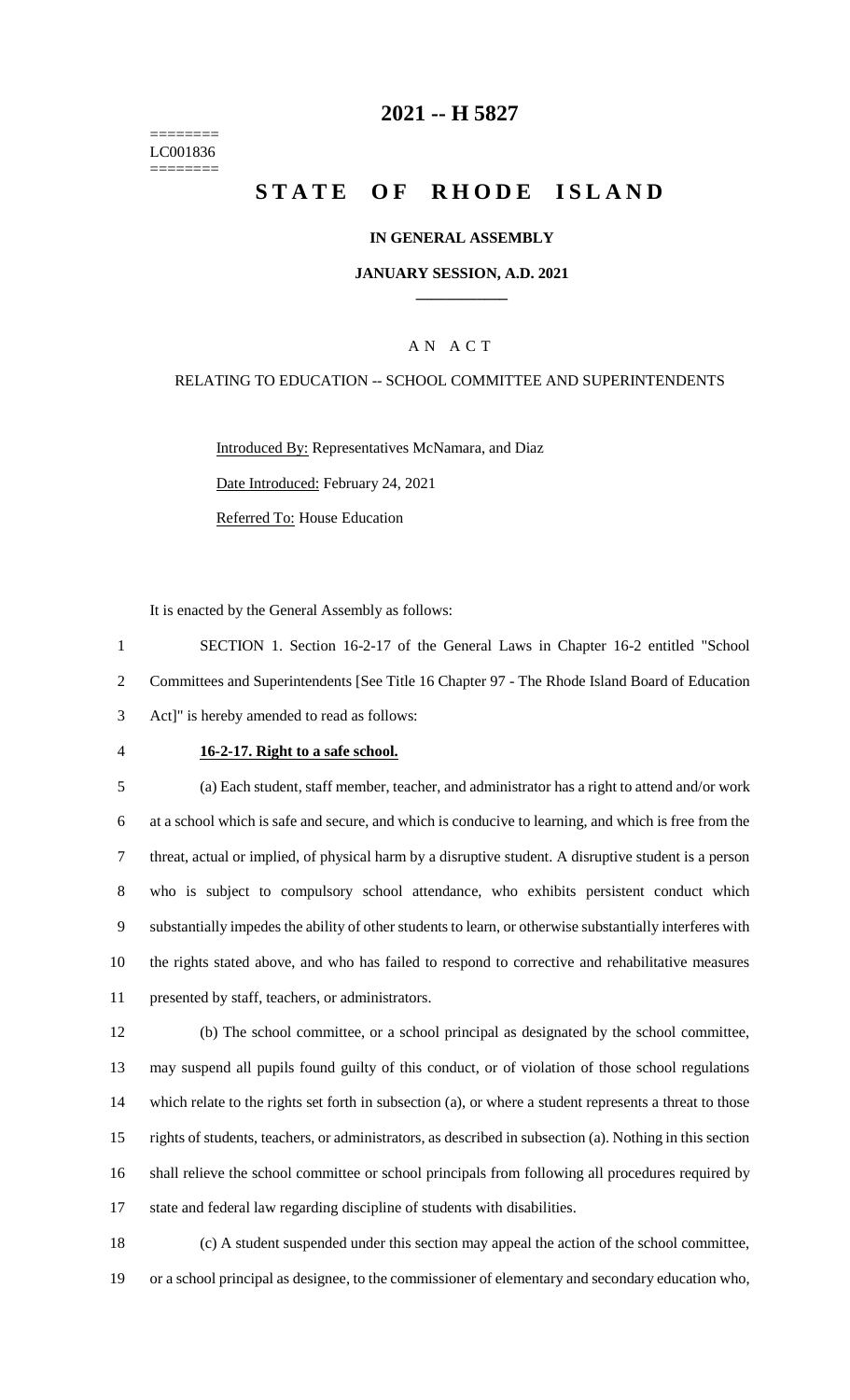========
LC001836
========

# 2021 -- H 5827

# STATE OF RHODE ISLAND

**IN GENERAL ASSEMBLY**

**JANUARY SESSION, A.D. 2021**

A N A C T

RELATING TO EDUCATION -- SCHOOL COMMITTEE AND SUPERINTENDENTS

Introduced By: Representatives McNamara, and Diaz

Date Introduced: February 24, 2021

Referred To: House Education

It is enacted by the General Assembly as follows:

1 SECTION 1. Section 16-2-17 of the General Laws in Chapter 16-2 entitled "School
2 Committees and Superintendents [See Title 16 Chapter 97 - The Rhode Island Board of Education
3 Act]" is hereby amended to read as follows:

4 **16-2-17. Right to a safe school.**

5 (a) Each student, staff member, teacher, and administrator has a right to attend and/or work
6 at a school which is safe and secure, and which is conducive to learning, and which is free from the
7 threat, actual or implied, of physical harm by a disruptive student. A disruptive student is a person
8 who is subject to compulsory school attendance, who exhibits persistent conduct which
9 substantially impedes the ability of other students to learn, or otherwise substantially interferes with
10 the rights stated above, and who has failed to respond to corrective and rehabilitative measures
11 presented by staff, teachers, or administrators.

12 (b) The school committee, or a school principal as designated by the school committee,
13 may suspend all pupils found guilty of this conduct, or of violation of those school regulations
14 which relate to the rights set forth in subsection (a), or where a student represents a threat to those
15 rights of students, teachers, or administrators, as described in subsection (a). Nothing in this section
16 shall relieve the school committee or school principals from following all procedures required by
17 state and federal law regarding discipline of students with disabilities.

18 (c) A student suspended under this section may appeal the action of the school committee,
19 or a school principal as designee, to the commissioner of elementary and secondary education who,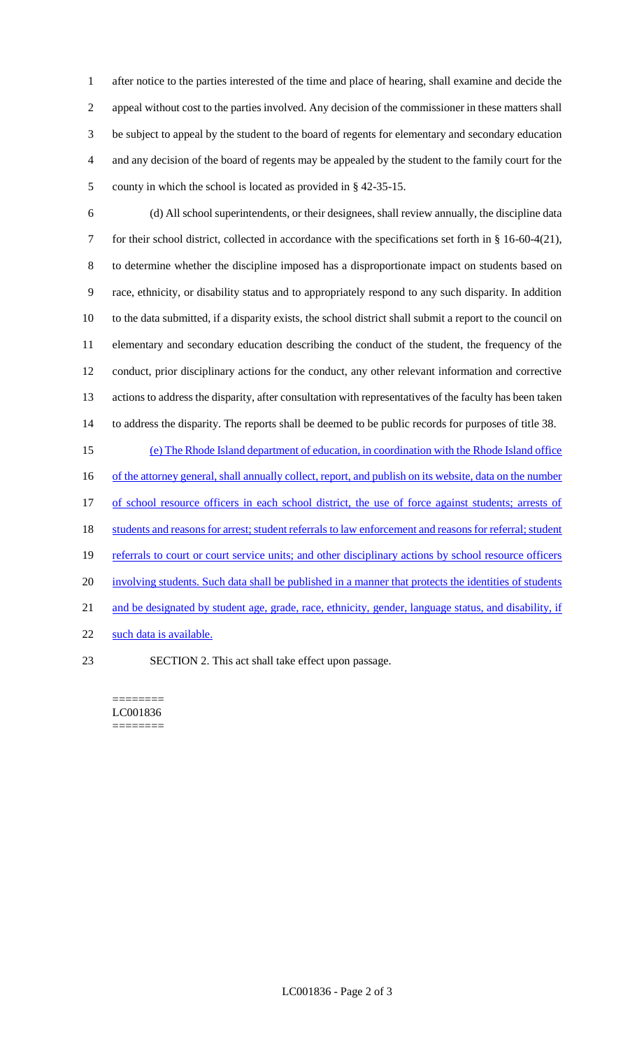after notice to the parties interested of the time and place of hearing, shall examine and decide the appeal without cost to the parties involved. Any decision of the commissioner in these matters shall be subject to appeal by the student to the board of regents for elementary and secondary education and any decision of the board of regents may be appealed by the student to the family court for the county in which the school is located as provided in § 42-35-15.

(d) All school superintendents, or their designees, shall review annually, the discipline data for their school district, collected in accordance with the specifications set forth in § 16-60-4(21), to determine whether the discipline imposed has a disproportionate impact on students based on race, ethnicity, or disability status and to appropriately respond to any such disparity. In addition to the data submitted, if a disparity exists, the school district shall submit a report to the council on elementary and secondary education describing the conduct of the student, the frequency of the conduct, prior disciplinary actions for the conduct, any other relevant information and corrective actions to address the disparity, after consultation with representatives of the faculty has been taken to address the disparity. The reports shall be deemed to be public records for purposes of title 38.

(e) The Rhode Island department of education, in coordination with the Rhode Island office of the attorney general, shall annually collect, report, and publish on its website, data on the number of school resource officers in each school district, the use of force against students; arrests of students and reasons for arrest; student referrals to law enforcement and reasons for referral; student referrals to court or court service units; and other disciplinary actions by school resource officers involving students. Such data shall be published in a manner that protects the identities of students and be designated by student age, grade, race, ethnicity, gender, language status, and disability, if such data is available.

SECTION 2. This act shall take effect upon passage.

========
LC001836
========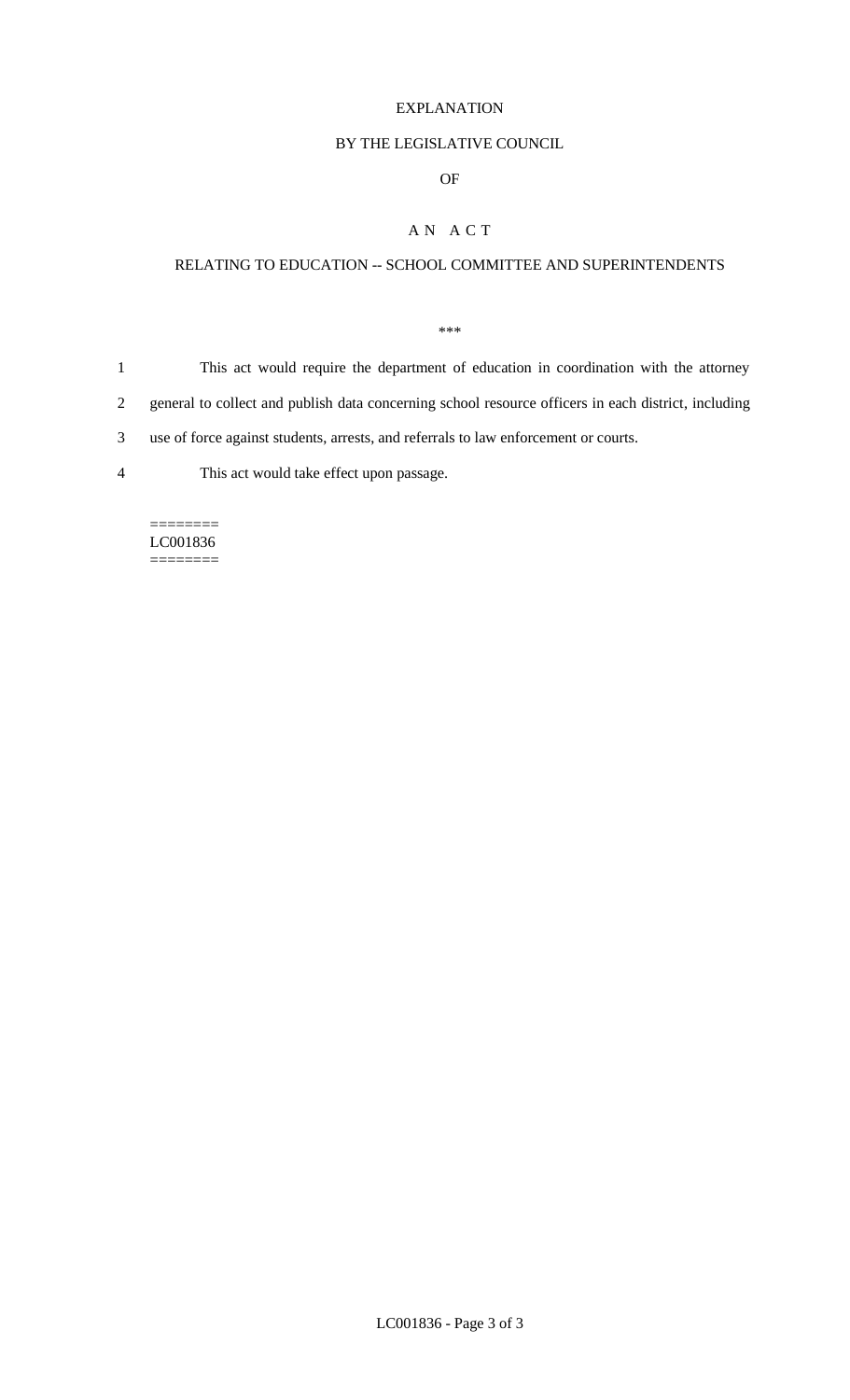EXPLANATION

BY THE LEGISLATIVE COUNCIL

OF

A N A C T

RELATING TO EDUCATION -- SCHOOL COMMITTEE AND SUPERINTENDENTS

\*\*\*

1 This act would require the department of education in coordination with the attorney
2 general to collect and publish data concerning school resource officers in each district, including
3 use of force against students, arrests, and referrals to law enforcement or courts.
4 This act would take effect upon passage.

========
LC001836
========